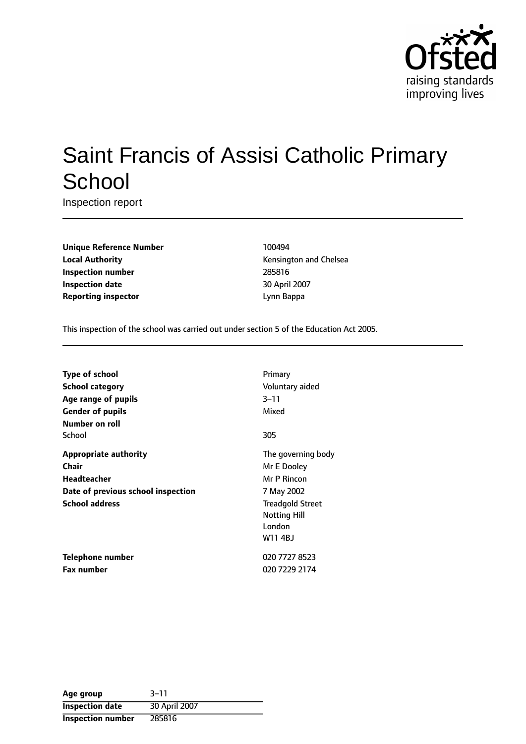# Saint Francis of Assisi Catholic Primary School

Inspection report

| | |
|---|---|
| **Unique Reference Number** | 100494 |
| **Local Authority** | Kensington and Chelsea |
| **Inspection number** | 285816 |
| **Inspection date** | 30 April 2007 |
| **Reporting inspector** | Lynn Bappa |

This inspection of the school was carried out under section 5 of the Education Act 2005.

| | |
|---|---|
| **Type of school** | Primary |
| **School category** | Voluntary aided |
| **Age range of pupils** | 3–11 |
| **Gender of pupils** | Mixed |
| **Number on roll** | |
| School | 305 |
| **Appropriate authority** | The governing body |
| **Chair** | Mr E Dooley |
| **Headteacher** | Mr P Rincon |
| **Date of previous school inspection** | 7 May 2002 |
| **School address** | Treadgold Street<br>Notting Hill<br>London<br>W11 4BJ |
| **Telephone number** | 020 7727 8523 |
| **Fax number** | 020 7229 2174 |

| | |
|---|---|
| **Age group** | 3–11 |
| **Inspection date** | 30 April 2007 |
| **Inspection number** | 285816 |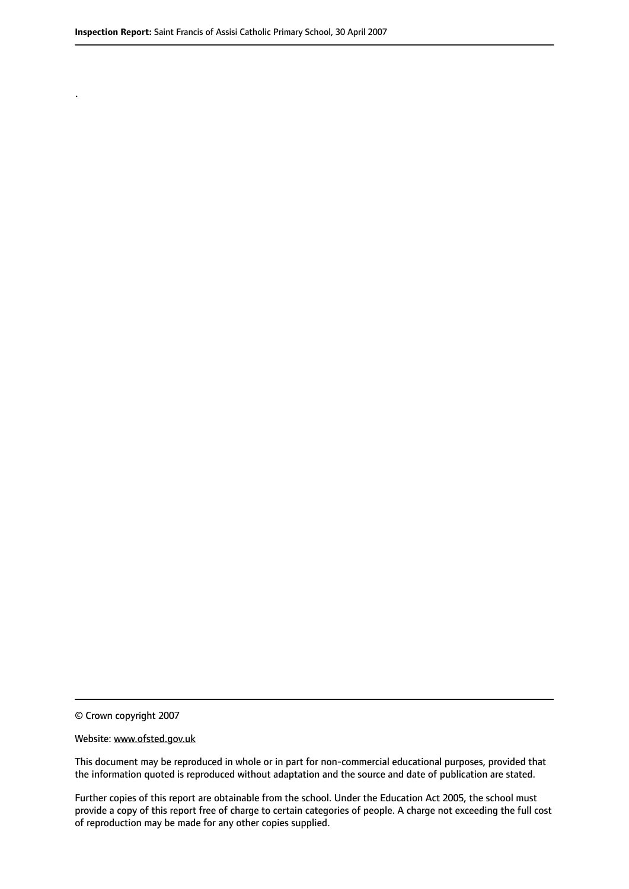.

© Crown copyright 2007

Website: www.ofsted.gov.uk

This document may be reproduced in whole or in part for non-commercial educational purposes, provided that the information quoted is reproduced without adaptation and the source and date of publication are stated.

Further copies of this report are obtainable from the school. Under the Education Act 2005, the school must provide a copy of this report free of charge to certain categories of people. A charge not exceeding the full cost of reproduction may be made for any other copies supplied.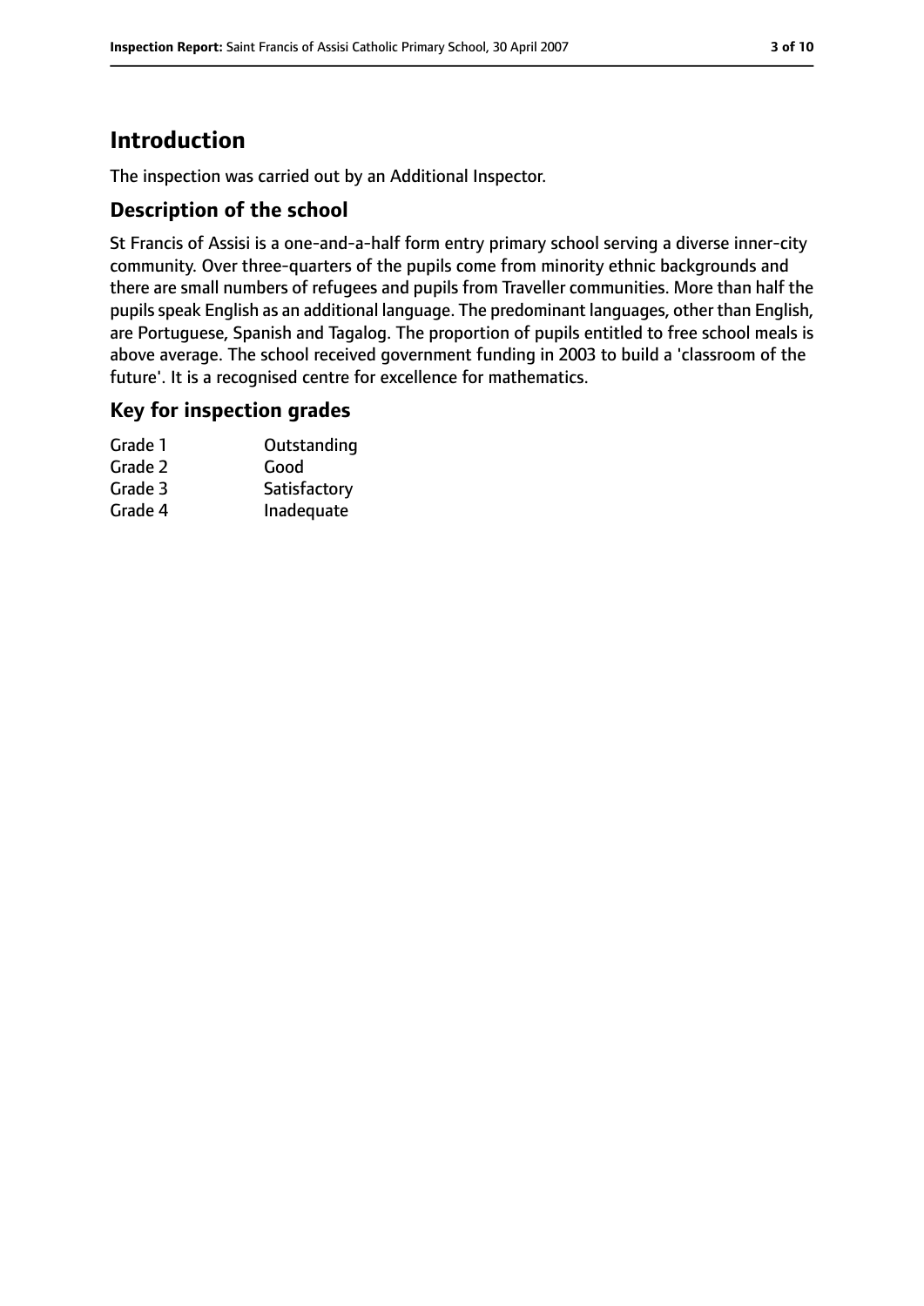# Introduction

The inspection was carried out by an Additional Inspector.

## Description of the school

St Francis of Assisi is a one-and-a-half form entry primary school serving a diverse inner-city community. Over three-quarters of the pupils come from minority ethnic backgrounds and there are small numbers of refugees and pupils from Traveller communities. More than half the pupils speak English as an additional language. The predominant languages, other than English, are Portuguese, Spanish and Tagalog. The proportion of pupils entitled to free school meals is above average. The school received government funding in 2003 to build a 'classroom of the future'. It is a recognised centre for excellence for mathematics.

## Key for inspection grades

| | |
|---|---|
| Grade 1 | Outstanding |
| Grade 2 | Good |
| Grade 3 | Satisfactory |
| Grade 4 | Inadequate |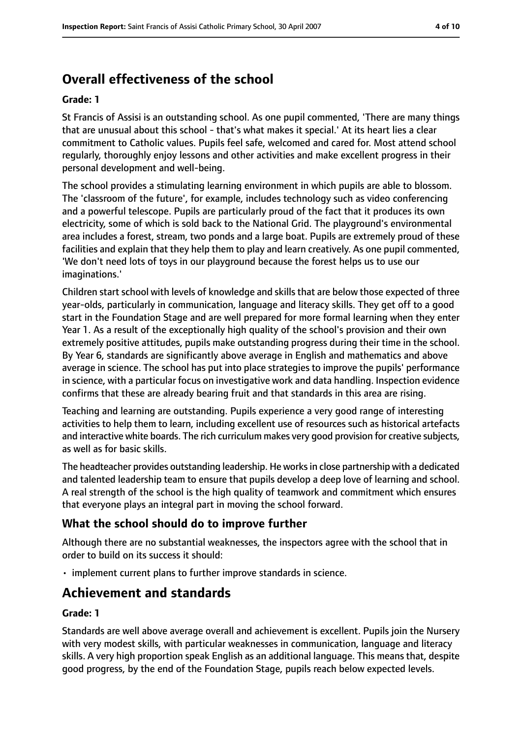## Overall effectiveness of the school

**Grade: 1**

St Francis of Assisi is an outstanding school. As one pupil commented, 'There are many things that are unusual about this school - that's what makes it special.' At its heart lies a clear commitment to Catholic values. Pupils feel safe, welcomed and cared for. Most attend school regularly, thoroughly enjoy lessons and other activities and make excellent progress in their personal development and well-being.

The school provides a stimulating learning environment in which pupils are able to blossom. The 'classroom of the future', for example, includes technology such as video conferencing and a powerful telescope. Pupils are particularly proud of the fact that it produces its own electricity, some of which is sold back to the National Grid. The playground's environmental area includes a forest, stream, two ponds and a large boat. Pupils are extremely proud of these facilities and explain that they help them to play and learn creatively. As one pupil commented, 'We don't need lots of toys in our playground because the forest helps us to use our imaginations.'

Children start school with levels of knowledge and skills that are below those expected of three year-olds, particularly in communication, language and literacy skills. They get off to a good start in the Foundation Stage and are well prepared for more formal learning when they enter Year 1. As a result of the exceptionally high quality of the school's provision and their own extremely positive attitudes, pupils make outstanding progress during their time in the school. By Year 6, standards are significantly above average in English and mathematics and above average in science. The school has put into place strategies to improve the pupils' performance in science, with a particular focus on investigative work and data handling. Inspection evidence confirms that these are already bearing fruit and that standards in this area are rising.

Teaching and learning are outstanding. Pupils experience a very good range of interesting activities to help them to learn, including excellent use of resources such as historical artefacts and interactive white boards. The rich curriculum makes very good provision for creative subjects, as well as for basic skills.

The headteacher provides outstanding leadership. He works in close partnership with a dedicated and talented leadership team to ensure that pupils develop a deep love of learning and school. A real strength of the school is the high quality of teamwork and commitment which ensures that everyone plays an integral part in moving the school forward.

### What the school should do to improve further

Although there are no substantial weaknesses, the inspectors agree with the school that in order to build on its success it should:

- implement current plans to further improve standards in science.

## Achievement and standards

**Grade: 1**

Standards are well above average overall and achievement is excellent. Pupils join the Nursery with very modest skills, with particular weaknesses in communication, language and literacy skills. A very high proportion speak English as an additional language. This means that, despite good progress, by the end of the Foundation Stage, pupils reach below expected levels.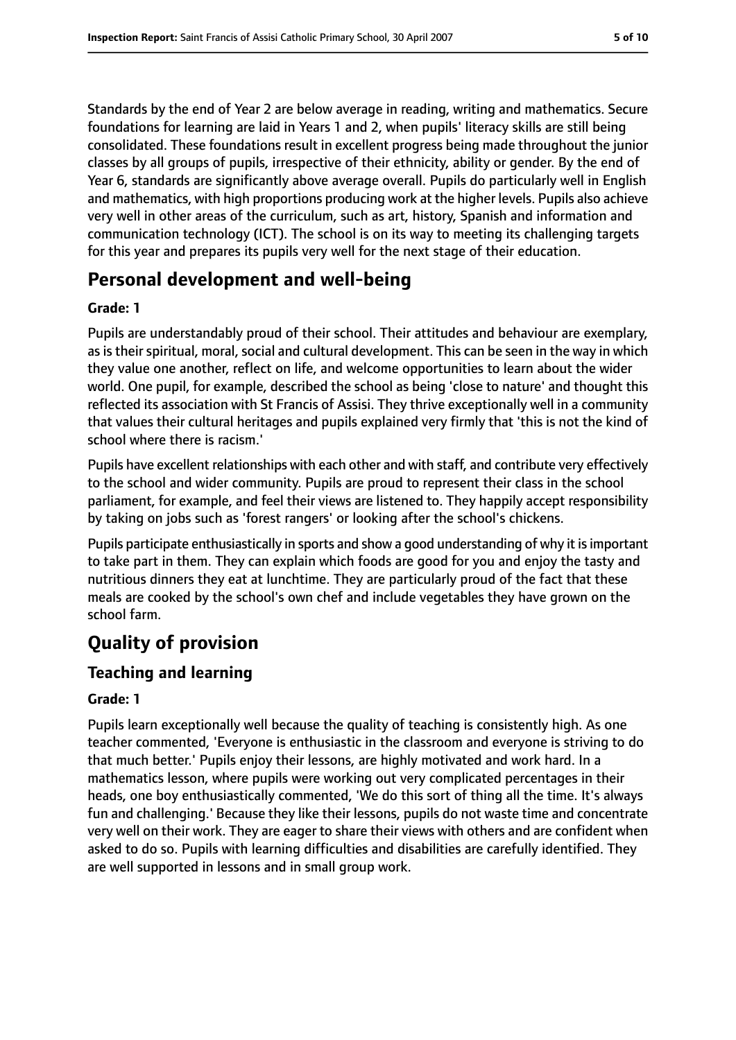Standards by the end of Year 2 are below average in reading, writing and mathematics. Secure foundations for learning are laid in Years 1 and 2, when pupils' literacy skills are still being consolidated. These foundations result in excellent progress being made throughout the junior classes by all groups of pupils, irrespective of their ethnicity, ability or gender. By the end of Year 6, standards are significantly above average overall. Pupils do particularly well in English and mathematics, with high proportions producing work at the higher levels. Pupils also achieve very well in other areas of the curriculum, such as art, history, Spanish and information and communication technology (ICT). The school is on its way to meeting its challenging targets for this year and prepares its pupils very well for the next stage of their education.

## Personal development and well-being

**Grade: 1**

Pupils are understandably proud of their school. Their attitudes and behaviour are exemplary, as is their spiritual, moral, social and cultural development. This can be seen in the way in which they value one another, reflect on life, and welcome opportunities to learn about the wider world. One pupil, for example, described the school as being 'close to nature' and thought this reflected its association with St Francis of Assisi. They thrive exceptionally well in a community that values their cultural heritages and pupils explained very firmly that 'this is not the kind of school where there is racism.'

Pupils have excellent relationships with each other and with staff, and contribute very effectively to the school and wider community. Pupils are proud to represent their class in the school parliament, for example, and feel their views are listened to. They happily accept responsibility by taking on jobs such as 'forest rangers' or looking after the school's chickens.

Pupils participate enthusiastically in sports and show a good understanding of why it is important to take part in them. They can explain which foods are good for you and enjoy the tasty and nutritious dinners they eat at lunchtime. They are particularly proud of the fact that these meals are cooked by the school's own chef and include vegetables they have grown on the school farm.

# Quality of provision

## Teaching and learning

**Grade: 1**

Pupils learn exceptionally well because the quality of teaching is consistently high. As one teacher commented, 'Everyone is enthusiastic in the classroom and everyone is striving to do that much better.' Pupils enjoy their lessons, are highly motivated and work hard. In a mathematics lesson, where pupils were working out very complicated percentages in their heads, one boy enthusiastically commented, 'We do this sort of thing all the time. It's always fun and challenging.' Because they like their lessons, pupils do not waste time and concentrate very well on their work. They are eager to share their views with others and are confident when asked to do so. Pupils with learning difficulties and disabilities are carefully identified. They are well supported in lessons and in small group work.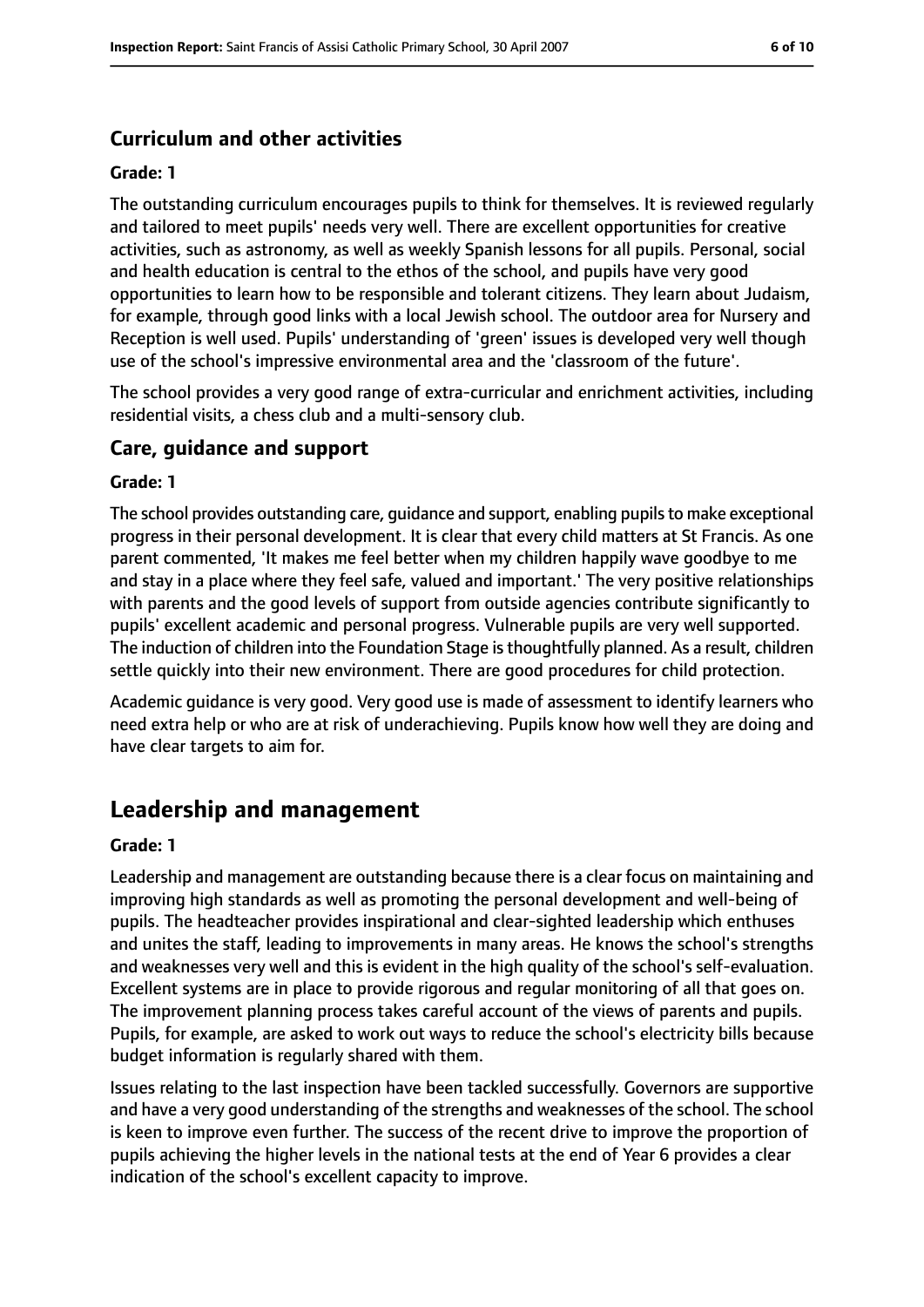### Curriculum and other activities

#### Grade: 1

The outstanding curriculum encourages pupils to think for themselves. It is reviewed regularly and tailored to meet pupils' needs very well. There are excellent opportunities for creative activities, such as astronomy, as well as weekly Spanish lessons for all pupils. Personal, social and health education is central to the ethos of the school, and pupils have very good opportunities to learn how to be responsible and tolerant citizens. They learn about Judaism, for example, through good links with a local Jewish school. The outdoor area for Nursery and Reception is well used. Pupils' understanding of 'green' issues is developed very well though use of the school's impressive environmental area and the 'classroom of the future'.

The school provides a very good range of extra-curricular and enrichment activities, including residential visits, a chess club and a multi-sensory club.

### Care, guidance and support

#### Grade: 1

The school provides outstanding care, guidance and support, enabling pupils to make exceptional progress in their personal development. It is clear that every child matters at St Francis. As one parent commented, 'It makes me feel better when my children happily wave goodbye to me and stay in a place where they feel safe, valued and important.' The very positive relationships with parents and the good levels of support from outside agencies contribute significantly to pupils' excellent academic and personal progress. Vulnerable pupils are very well supported. The induction of children into the Foundation Stage is thoughtfully planned. As a result, children settle quickly into their new environment. There are good procedures for child protection.

Academic guidance is very good. Very good use is made of assessment to identify learners who need extra help or who are at risk of underachieving. Pupils know how well they are doing and have clear targets to aim for.

## Leadership and management

#### Grade: 1

Leadership and management are outstanding because there is a clear focus on maintaining and improving high standards as well as promoting the personal development and well-being of pupils. The headteacher provides inspirational and clear-sighted leadership which enthuses and unites the staff, leading to improvements in many areas. He knows the school's strengths and weaknesses very well and this is evident in the high quality of the school's self-evaluation. Excellent systems are in place to provide rigorous and regular monitoring of all that goes on. The improvement planning process takes careful account of the views of parents and pupils. Pupils, for example, are asked to work out ways to reduce the school's electricity bills because budget information is regularly shared with them.

Issues relating to the last inspection have been tackled successfully. Governors are supportive and have a very good understanding of the strengths and weaknesses of the school. The school is keen to improve even further. The success of the recent drive to improve the proportion of pupils achieving the higher levels in the national tests at the end of Year 6 provides a clear indication of the school's excellent capacity to improve.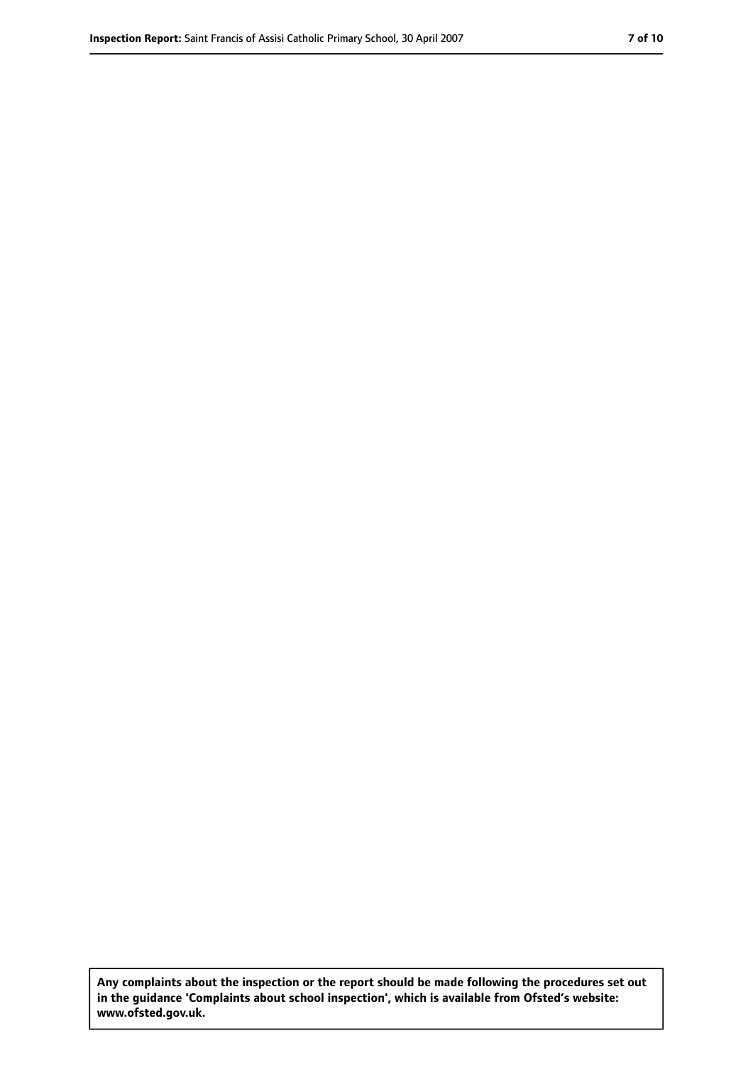**Any complaints about the inspection or the report should be made following the procedures set out in the guidance 'Complaints about school inspection', which is available from Ofsted's website: www.ofsted.gov.uk.**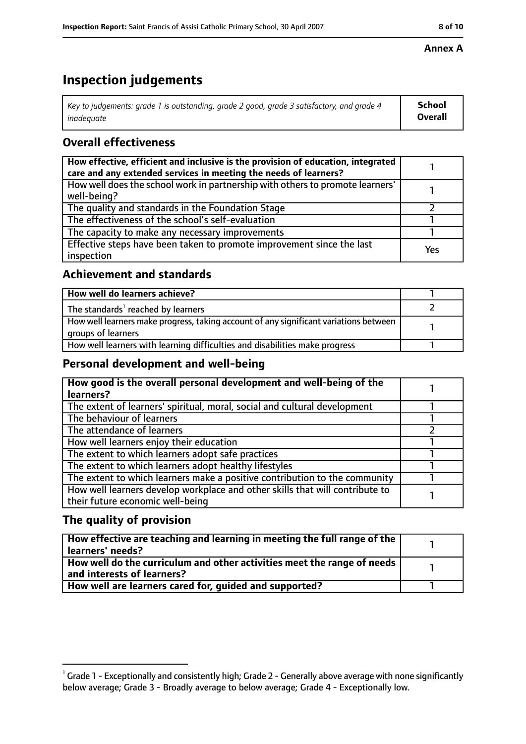**Annex A**

# Inspection judgements

| *Key to judgements: grade 1 is outstanding, grade 2 good, grade 3 satisfactory, and grade 4 inadequate* | **School Overall** |
|---|---|

## Overall effectiveness

| | |
|---|---|
| **How effective, efficient and inclusive is the provision of education, integrated care and any extended services in meeting the needs of learners?** | 1 |
| How well does the school work in partnership with others to promote learners' well-being? | 1 |
| The quality and standards in the Foundation Stage | 2 |
| The effectiveness of the school's self-evaluation | 1 |
| The capacity to make any necessary improvements | 1 |
| Effective steps have been taken to promote improvement since the last inspection | Yes |

## Achievement and standards

| | |
|---|---|
| **How well do learners achieve?** | 1 |
| The standards[1] reached by learners | 2 |
| How well learners make progress, taking account of any significant variations between groups of learners | 1 |
| How well learners with learning difficulties and disabilities make progress | 1 |

## Personal development and well-being

| | |
|---|---|
| **How good is the overall personal development and well-being of the learners?** | 1 |
| The extent of learners' spiritual, moral, social and cultural development | 1 |
| The behaviour of learners | 1 |
| The attendance of learners | 2 |
| How well learners enjoy their education | 1 |
| The extent to which learners adopt safe practices | 1 |
| The extent to which learners adopt healthy lifestyles | 1 |
| The extent to which learners make a positive contribution to the community | 1 |
| How well learners develop workplace and other skills that will contribute to their future economic well-being | 1 |

## The quality of provision

| | |
|---|---|
| **How effective are teaching and learning in meeting the full range of the learners' needs?** | 1 |
| **How well do the curriculum and other activities meet the range of needs and interests of learners?** | 1 |
| **How well are learners cared for, guided and supported?** | 1 |

[1] Grade 1 - Exceptionally and consistently high; Grade 2 - Generally above average with none significantly below average; Grade 3 - Broadly average to below average; Grade 4 - Exceptionally low.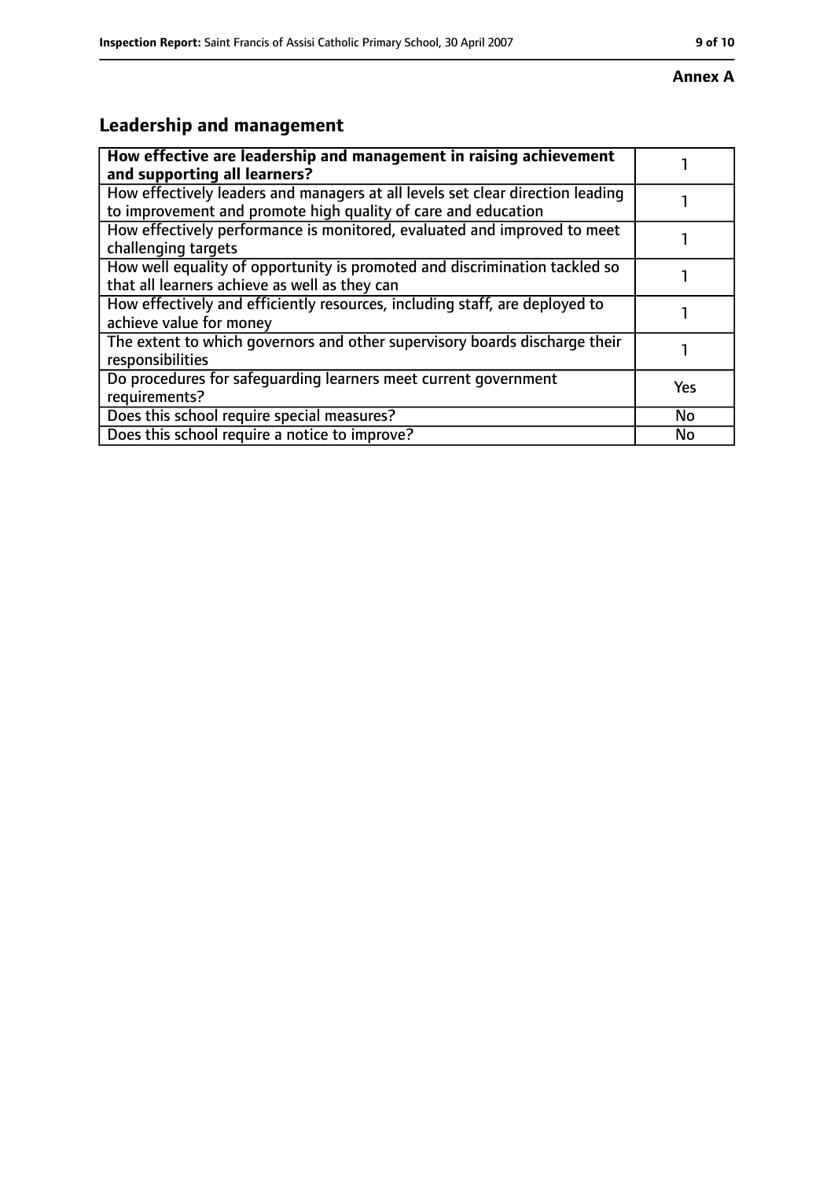**Annex A**

## Leadership and management

| **How effective are leadership and management in raising achievement and supporting all learners?** | 1 |
| --- | --- |
| How effectively leaders and managers at all levels set clear direction leading to improvement and promote high quality of care and education | 1 |
| How effectively performance is monitored, evaluated and improved to meet challenging targets | 1 |
| How well equality of opportunity is promoted and discrimination tackled so that all learners achieve as well as they can | 1 |
| How effectively and efficiently resources, including staff, are deployed to achieve value for money | 1 |
| The extent to which governors and other supervisory boards discharge their responsibilities | 1 |
| Do procedures for safeguarding learners meet current government requirements? | Yes |
| Does this school require special measures? | No |
| Does this school require a notice to improve? | No |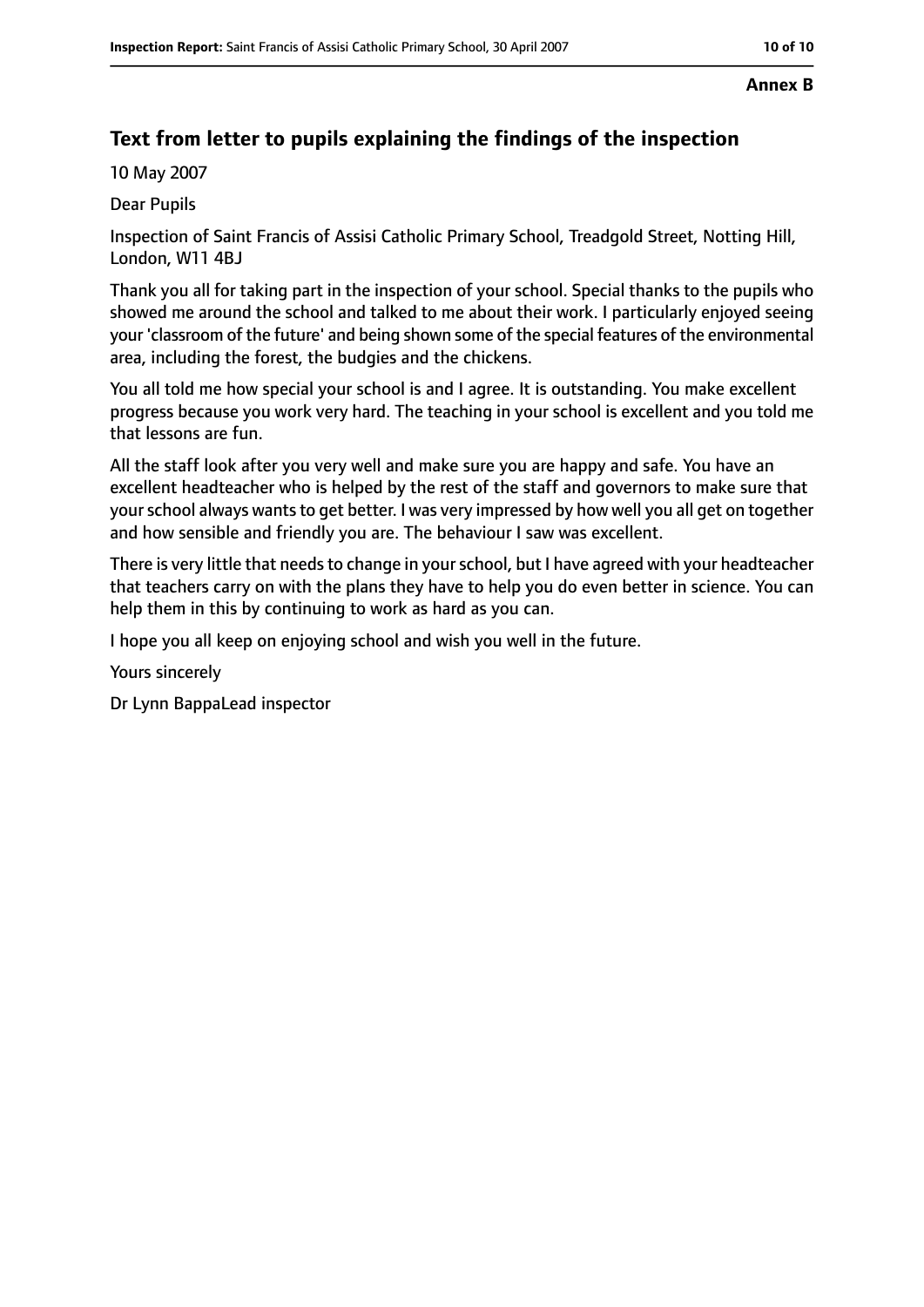**Annex B**

## Text from letter to pupils explaining the findings of the inspection

10 May 2007

Dear Pupils

Inspection of Saint Francis of Assisi Catholic Primary School, Treadgold Street, Notting Hill, London, W11 4BJ

Thank you all for taking part in the inspection of your school. Special thanks to the pupils who showed me around the school and talked to me about their work. I particularly enjoyed seeing your 'classroom of the future' and being shown some of the special features of the environmental area, including the forest, the budgies and the chickens.

You all told me how special your school is and I agree. It is outstanding. You make excellent progress because you work very hard. The teaching in your school is excellent and you told me that lessons are fun.

All the staff look after you very well and make sure you are happy and safe. You have an excellent headteacher who is helped by the rest of the staff and governors to make sure that your school always wants to get better. I was very impressed by how well you all get on together and how sensible and friendly you are. The behaviour I saw was excellent.

There is very little that needs to change in your school, but I have agreed with your headteacher that teachers carry on with the plans they have to help you do even better in science. You can help them in this by continuing to work as hard as you can.

I hope you all keep on enjoying school and wish you well in the future.

Yours sincerely

Dr Lynn BappaLead inspector